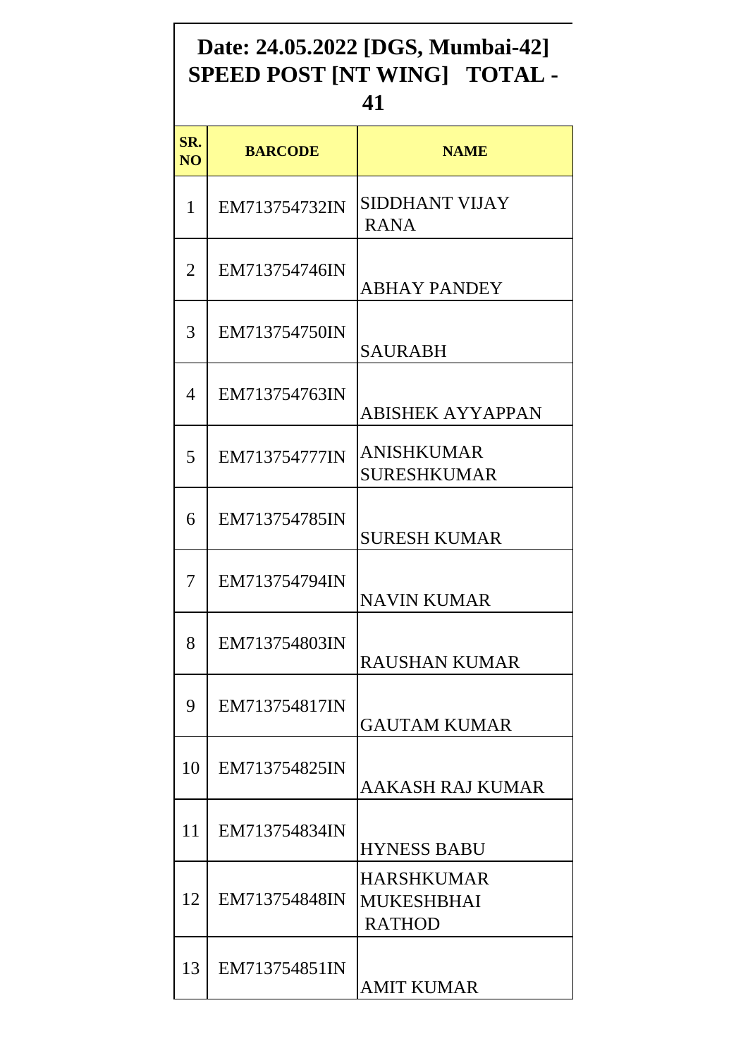# Date: 24.05.2022 [DGS, Mumbai-42] SPEED POST [NT WING] TOTAL - 41

| SR. NO | BARCODE | NAME |
|---|---|---|
| 1 | EM713754732IN | SIDDHANT VIJAY RANA |
| 2 | EM713754746IN | ABHAY PANDEY |
| 3 | EM713754750IN | SAURABH |
| 4 | EM713754763IN | ABISHEK AYYAPPAN |
| 5 | EM713754777IN | ANISHKUMAR SURESHKUMAR |
| 6 | EM713754785IN | SURESH KUMAR |
| 7 | EM713754794IN | NAVIN KUMAR |
| 8 | EM713754803IN | RAUSHAN KUMAR |
| 9 | EM713754817IN | GAUTAM KUMAR |
| 10 | EM713754825IN | AAKASH RAJ KUMAR |
| 11 | EM713754834IN | HYNESS BABU |
| 12 | EM713754848IN | HARSHKUMAR MUKESHBHAI RATHOD |
| 13 | EM713754851IN | AMIT KUMAR |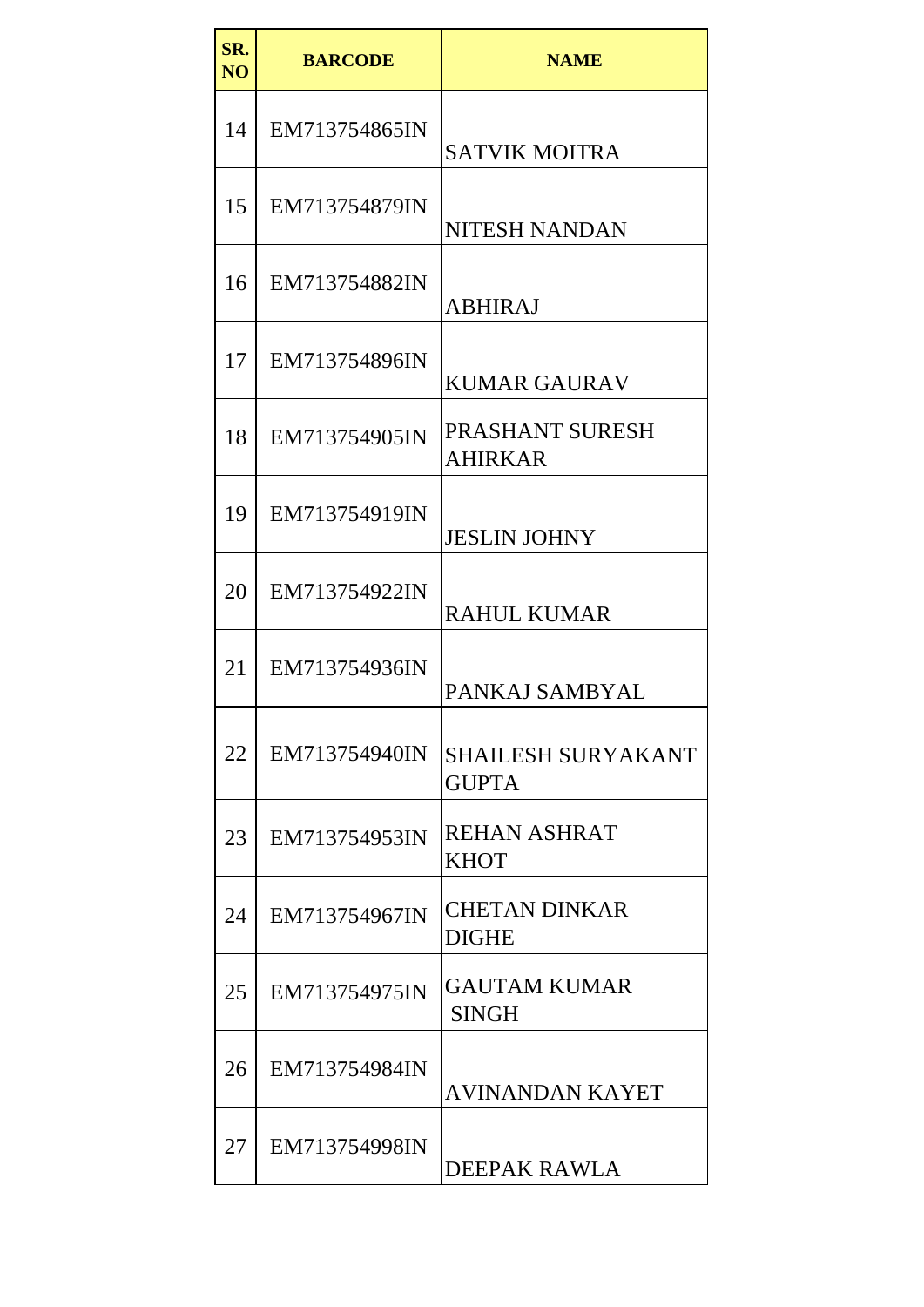| SR. NO | BARCODE | NAME |
|---|---|---|
| 14 | EM713754865IN | SATVIK MOITRA |
| 15 | EM713754879IN | NITESH NANDAN |
| 16 | EM713754882IN | ABHIRAJ |
| 17 | EM713754896IN | KUMAR GAURAV |
| 18 | EM713754905IN | PRASHANT SURESH AHIRKAR |
| 19 | EM713754919IN | JESLIN JOHNY |
| 20 | EM713754922IN | RAHUL KUMAR |
| 21 | EM713754936IN | PANKAJ SAMBYAL |
| 22 | EM713754940IN | SHAILESH SURYAKANT GUPTA |
| 23 | EM713754953IN | REHAN ASHRAT KHOT |
| 24 | EM713754967IN | CHETAN DINKAR DIGHE |
| 25 | EM713754975IN | GAUTAM KUMAR SINGH |
| 26 | EM713754984IN | AVINANDAN KAYET |
| 27 | EM713754998IN | DEEPAK RAWLA |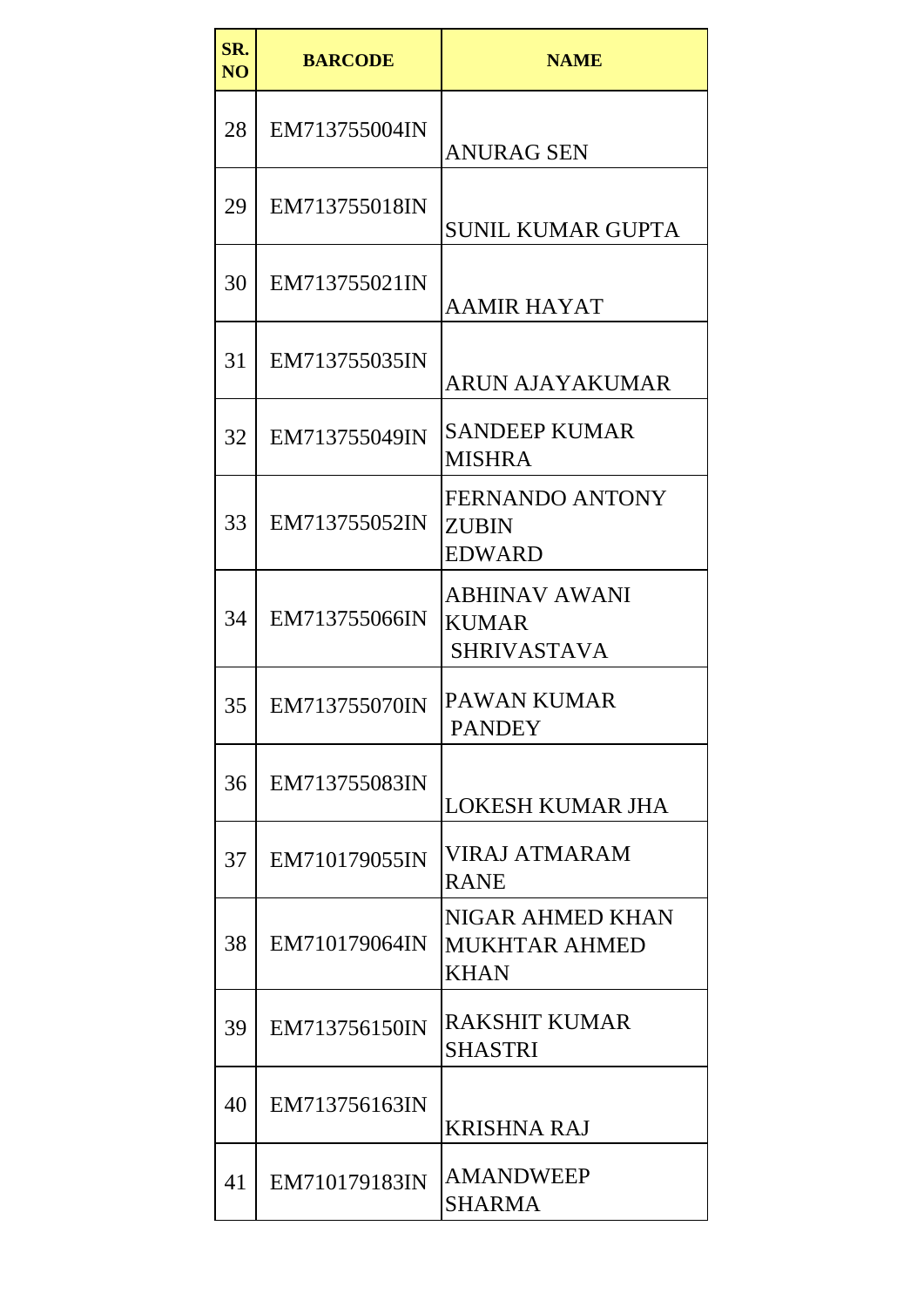| SR. NO | BARCODE | NAME |
| --- | --- | --- |
| 28 | EM713755004IN | ANURAG SEN |
| 29 | EM713755018IN | SUNIL KUMAR GUPTA |
| 30 | EM713755021IN | AAMIR HAYAT |
| 31 | EM713755035IN | ARUN AJAYAKUMAR |
| 32 | EM713755049IN | SANDEEP KUMAR MISHRA |
| 33 | EM713755052IN | FERNANDO ANTONY ZUBIN EDWARD |
| 34 | EM713755066IN | ABHINAV AWANI KUMAR SHRIVASTAVA |
| 35 | EM713755070IN | PAWAN KUMAR PANDEY |
| 36 | EM713755083IN | LOKESH KUMAR JHA |
| 37 | EM710179055IN | VIRAJ ATMARAM RANE |
| 38 | EM710179064IN | NIGAR AHMED KHAN MUKHTAR AHMED KHAN |
| 39 | EM713756150IN | RAKSHIT KUMAR SHASTRI |
| 40 | EM713756163IN | KRISHNA RAJ |
| 41 | EM710179183IN | AMANDWEEP SHARMA |